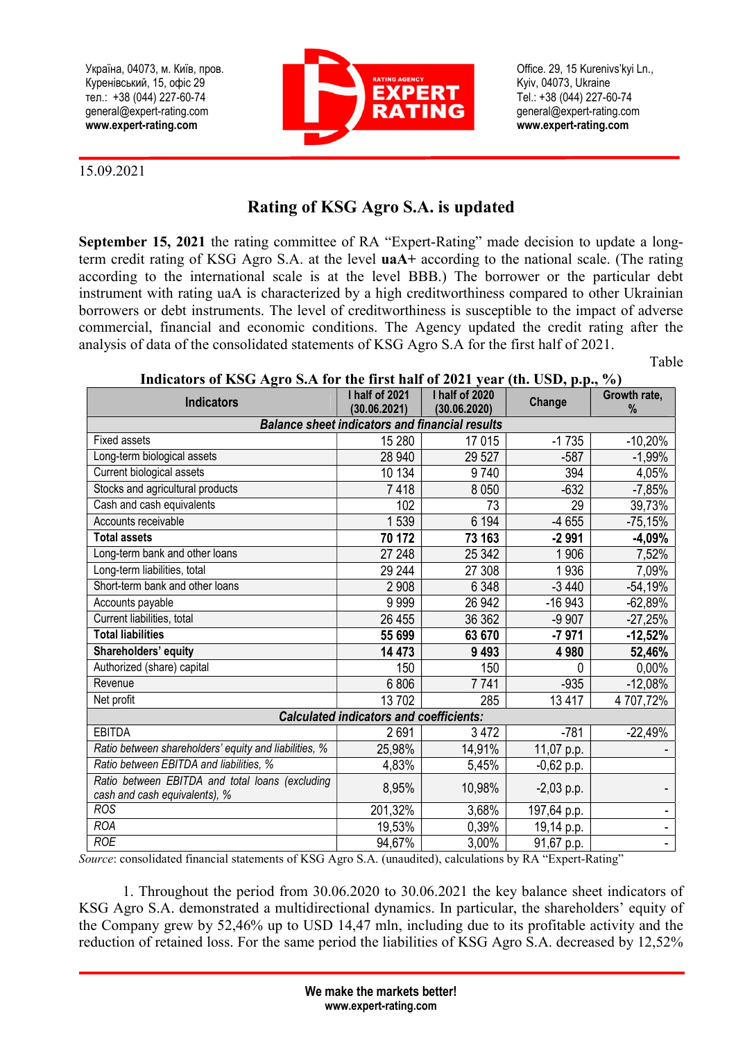Україна, 04073, м. Київ, пров. Куренівський, 15, офіс 29
тел.: +38 (044) 227-60-74
general@expert-rating.com
**www.expert-rating.com**

Office. 29, 15 Kurenivs'kyi Ln., Kyiv, 04073, Ukraine
Tel.: +38 (044) 227-60-74
general@expert-rating.com
**www.expert-rating.com**

15.09.2021

# Rating of KSG Agro S.A. is updated

**September 15, 2021** the rating committee of RA "Expert-Rating" made decision to update a long-term credit rating of KSG Agro S.A. at the level **uaA+** according to the national scale. (The rating according to the international scale is at the level BBB.) The borrower or the particular debt instrument with rating uaA is characterized by a high creditworthiness compared to other Ukrainian borrowers or debt instruments. The level of creditworthiness is susceptible to the impact of adverse commercial, financial and economic conditions. The Agency updated the credit rating after the analysis of data of the consolidated statements of KSG Agro S.A for the first half of 2021.

Table

**Indicators of KSG Agro S.A for the first half of 2021 year (th. USD, p.p., %)**

| Indicators | I half of 2021 (30.06.2021) | I half of 2020 (30.06.2020) | Change | Growth rate, % |
|---|---|---|---|---|
| ***Balance sheet indicators and financial results*** | | | | |
| Fixed assets | 15 280 | 17 015 | -1 735 | -10,20% |
| Long-term biological assets | 28 940 | 29 527 | -587 | -1,99% |
| Current biological assets | 10 134 | 9 740 | 394 | 4,05% |
| Stocks and agricultural products | 7 418 | 8 050 | -632 | -7,85% |
| Cash and cash equivalents | 102 | 73 | 29 | 39,73% |
| Accounts receivable | 1 539 | 6 194 | -4 655 | -75,15% |
| **Total assets** | **70 172** | **73 163** | **-2 991** | **-4,09%** |
| Long-term bank and other loans | 27 248 | 25 342 | 1 906 | 7,52% |
| Long-term liabilities, total | 29 244 | 27 308 | 1 936 | 7,09% |
| Short-term bank and other loans | 2 908 | 6 348 | -3 440 | -54,19% |
| Accounts payable | 9 999 | 26 942 | -16 943 | -62,89% |
| Current liabilities, total | 26 455 | 36 362 | -9 907 | -27,25% |
| **Total liabilities** | **55 699** | **63 670** | **-7 971** | **-12,52%** |
| **Shareholders' equity** | **14 473** | **9 493** | **4 980** | **52,46%** |
| Authorized (share) capital | 150 | 150 | 0 | 0,00% |
| Revenue | 6 806 | 7 741 | -935 | -12,08% |
| Net profit | 13 702 | 285 | 13 417 | 4 707,72% |
| ***Calculated indicators and coefficients:*** | | | | |
| EBITDA | 2 691 | 3 472 | -781 | -22,49% |
| *Ratio between shareholders' equity and liabilities, %* | 25,98% | 14,91% | 11,07 p.p. | - |
| *Ratio between EBITDA and liabilities, %* | 4,83% | 5,45% | -0,62 p.p. | |
| *Ratio between EBITDA and total loans (excluding cash and cash equivalents), %* | 8,95% | 10,98% | -2,03 p.p. | - |
| *ROS* | 201,32% | 3,68% | 197,64 p.p. | - |
| *ROA* | 19,53% | 0,39% | 19,14 p.p. | - |
| *ROE* | 94,67% | 3,00% | 91,67 p.p. | - |

*Source*: consolidated financial statements of KSG Agro S.A. (unaudited), calculations by RA "Expert-Rating"

1. Throughout the period from 30.06.2020 to 30.06.2021 the key balance sheet indicators of KSG Agro S.A. demonstrated a multidirectional dynamics. In particular, the shareholders' equity of the Company grew by 52,46% up to USD 14,47 mln, including due to its profitable activity and the reduction of retained loss. For the same period the liabilities of KSG Agro S.A. decreased by 12,52%

**We make the markets better!**
**www.expert-rating.com**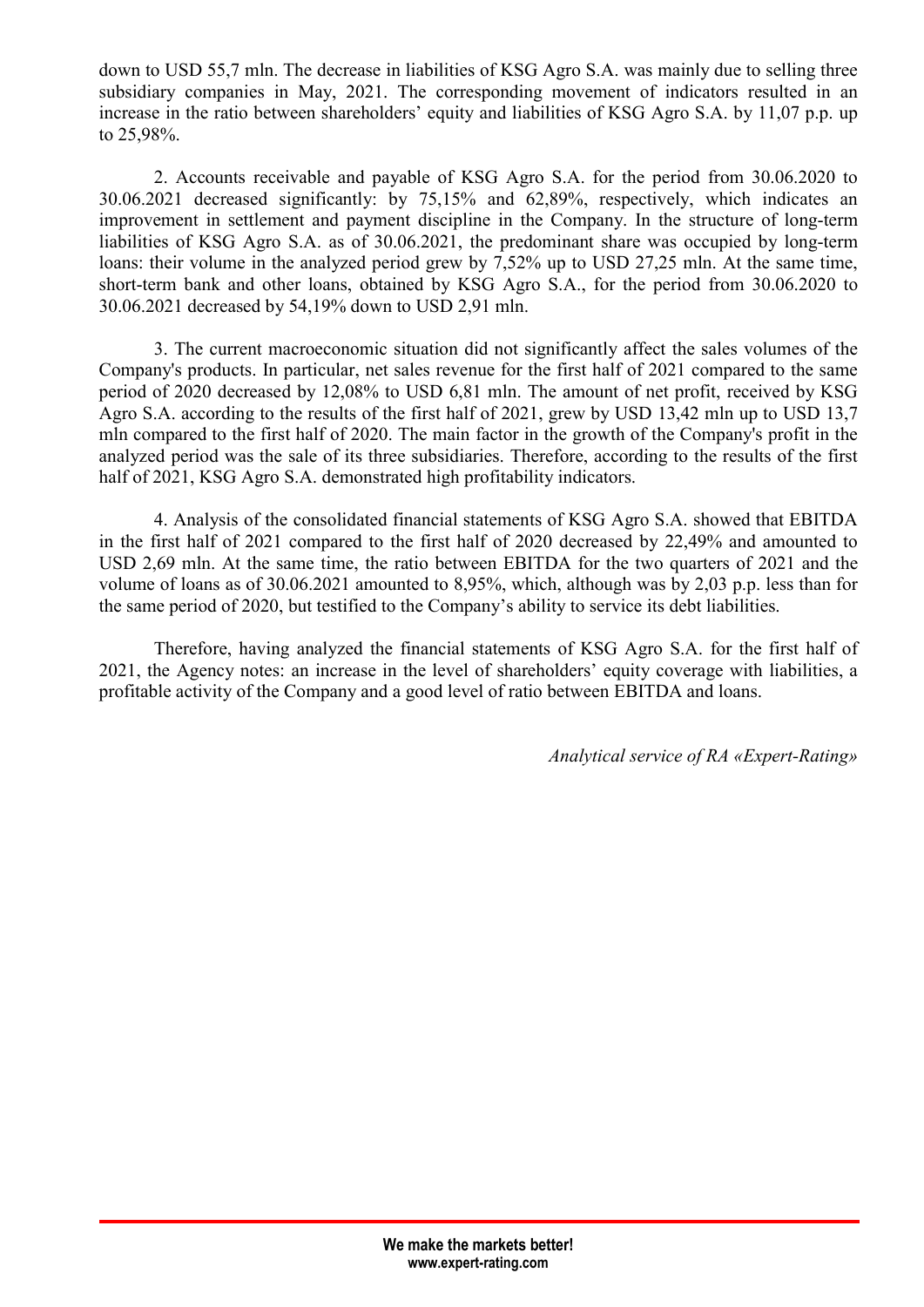down to USD 55,7 mln. The decrease in liabilities of KSG Agro S.A. was mainly due to selling three subsidiary companies in May, 2021. The corresponding movement of indicators resulted in an increase in the ratio between shareholders' equity and liabilities of KSG Agro S.A. by 11,07 p.p. up to 25,98%.

2. Accounts receivable and payable of KSG Agro S.A. for the period from 30.06.2020 to 30.06.2021 decreased significantly: by 75,15% and 62,89%, respectively, which indicates an improvement in settlement and payment discipline in the Company. In the structure of long-term liabilities of KSG Agro S.A. as of 30.06.2021, the predominant share was occupied by long-term loans: their volume in the analyzed period grew by 7,52% up to USD 27,25 mln. At the same time, short-term bank and other loans, obtained by KSG Agro S.A., for the period from 30.06.2020 to 30.06.2021 decreased by 54,19% down to USD 2,91 mln.

3. The current macroeconomic situation did not significantly affect the sales volumes of the Company's products. In particular, net sales revenue for the first half of 2021 compared to the same period of 2020 decreased by 12,08% to USD 6,81 mln. The amount of net profit, received by KSG Agro S.A. according to the results of the first half of 2021, grew by USD 13,42 mln up to USD 13,7 mln compared to the first half of 2020. The main factor in the growth of the Company's profit in the analyzed period was the sale of its three subsidiaries. Therefore, according to the results of the first half of 2021, KSG Agro S.A. demonstrated high profitability indicators.

4. Analysis of the consolidated financial statements of KSG Agro S.A. showed that EBITDA in the first half of 2021 compared to the first half of 2020 decreased by 22,49% and amounted to USD 2,69 mln. At the same time, the ratio between EBITDA for the two quarters of 2021 and the volume of loans as of 30.06.2021 amounted to 8,95%, which, although was by 2,03 p.p. less than for the same period of 2020, but testified to the Company's ability to service its debt liabilities.

Therefore, having analyzed the financial statements of KSG Agro S.A. for the first half of 2021, the Agency notes: an increase in the level of shareholders' equity coverage with liabilities, a profitable activity of the Company and a good level of ratio between EBITDA and loans.

*Analytical service of RA «Expert-Rating»*